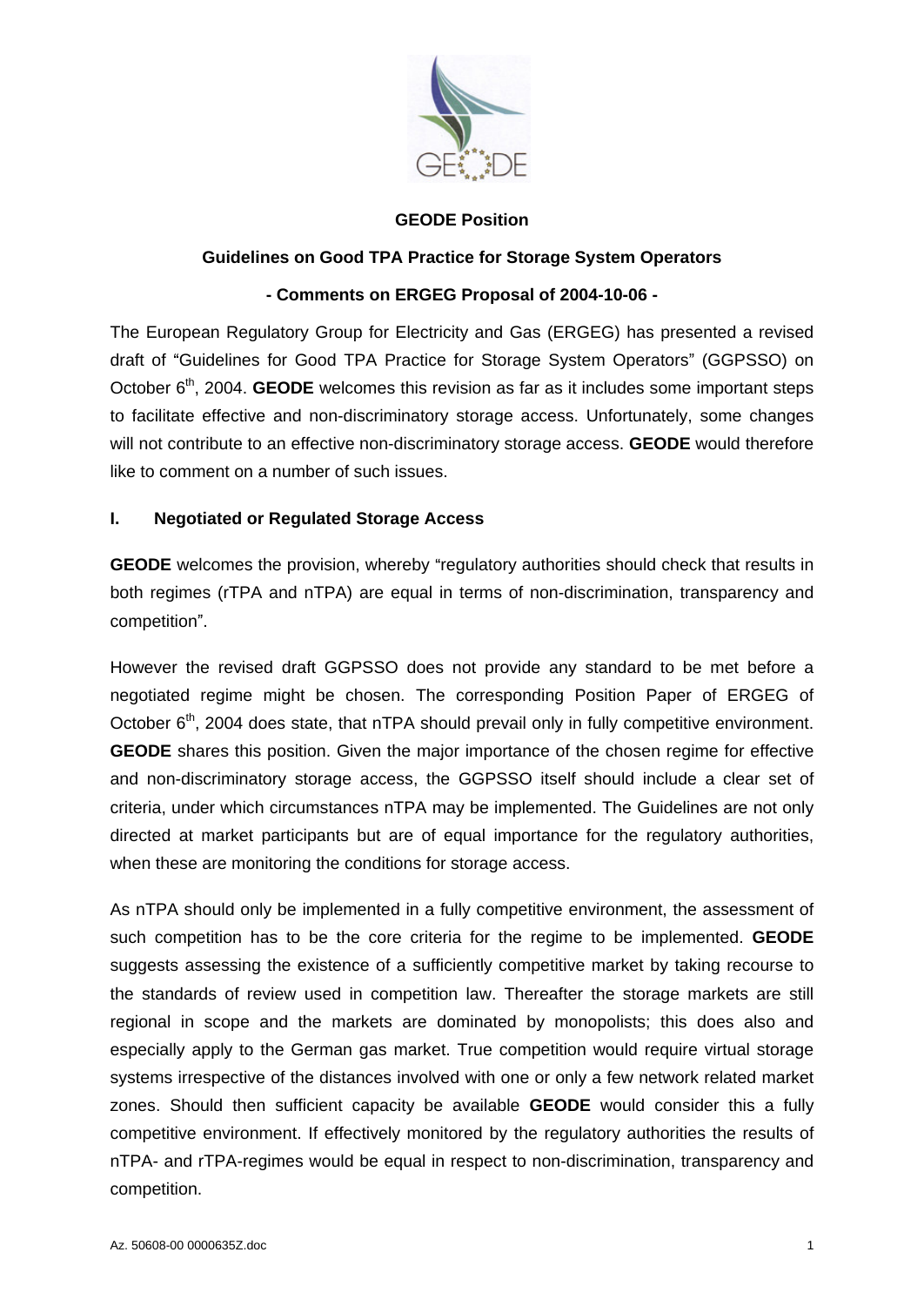**GEODE Position**

**Guidelines on Good TPA Practice for Storage System Operators**

**- Comments on ERGEG Proposal of 2004-10-06 -**

The European Regulatory Group for Electricity and Gas (ERGEG) has presented a revised draft of "Guidelines for Good TPA Practice for Storage System Operators" (GGPSSO) on October 6th, 2004. **GEODE** welcomes this revision as far as it includes some important steps to facilitate effective and non-discriminatory storage access. Unfortunately, some changes will not contribute to an effective non-discriminatory storage access. **GEODE** would therefore like to comment on a number of such issues.

## I. Negotiated or Regulated Storage Access

**GEODE** welcomes the provision, whereby "regulatory authorities should check that results in both regimes (rTPA and nTPA) are equal in terms of non-discrimination, transparency and competition".

However the revised draft GGPSSO does not provide any standard to be met before a negotiated regime might be chosen. The corresponding Position Paper of ERGEG of October 6th, 2004 does state, that nTPA should prevail only in fully competitive environment. **GEODE** shares this position. Given the major importance of the chosen regime for effective and non-discriminatory storage access, the GGPSSO itself should include a clear set of criteria, under which circumstances nTPA may be implemented. The Guidelines are not only directed at market participants but are of equal importance for the regulatory authorities, when these are monitoring the conditions for storage access.

As nTPA should only be implemented in a fully competitive environment, the assessment of such competition has to be the core criteria for the regime to be implemented. **GEODE** suggests assessing the existence of a sufficiently competitive market by taking recourse to the standards of review used in competition law. Thereafter the storage markets are still regional in scope and the markets are dominated by monopolists; this does also and especially apply to the German gas market. True competition would require virtual storage systems irrespective of the distances involved with one or only a few network related market zones. Should then sufficient capacity be available **GEODE** would consider this a fully competitive environment. If effectively monitored by the regulatory authorities the results of nTPA- and rTPA-regimes would be equal in respect to non-discrimination, transparency and competition.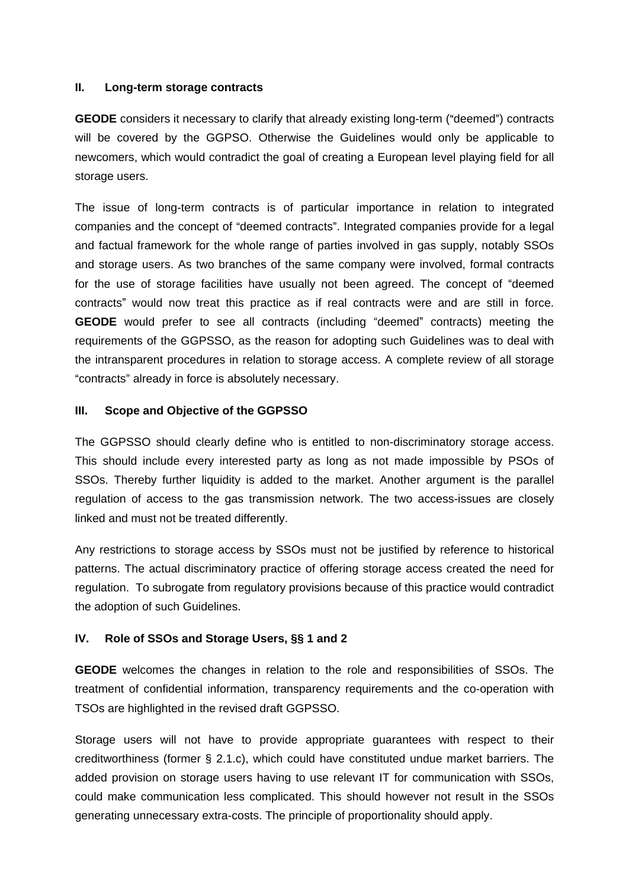## II. Long-term storage contracts

**GEODE** considers it necessary to clarify that already existing long-term ("deemed") contracts will be covered by the GGPSO. Otherwise the Guidelines would only be applicable to newcomers, which would contradict the goal of creating a European level playing field for all storage users.

The issue of long-term contracts is of particular importance in relation to integrated companies and the concept of "deemed contracts". Integrated companies provide for a legal and factual framework for the whole range of parties involved in gas supply, notably SSOs and storage users. As two branches of the same company were involved, formal contracts for the use of storage facilities have usually not been agreed. The concept of "deemed contracts" would now treat this practice as if real contracts were and are still in force. **GEODE** would prefer to see all contracts (including "deemed" contracts) meeting the requirements of the GGPSSO, as the reason for adopting such Guidelines was to deal with the intransparent procedures in relation to storage access. A complete review of all storage "contracts" already in force is absolutely necessary.

## III. Scope and Objective of the GGPSSO

The GGPSSO should clearly define who is entitled to non-discriminatory storage access. This should include every interested party as long as not made impossible by PSOs of SSOs. Thereby further liquidity is added to the market. Another argument is the parallel regulation of access to the gas transmission network. The two access-issues are closely linked and must not be treated differently.

Any restrictions to storage access by SSOs must not be justified by reference to historical patterns. The actual discriminatory practice of offering storage access created the need for regulation. To subrogate from regulatory provisions because of this practice would contradict the adoption of such Guidelines.

## IV. Role of SSOs and Storage Users, §§ 1 and 2

**GEODE** welcomes the changes in relation to the role and responsibilities of SSOs. The treatment of confidential information, transparency requirements and the co-operation with TSOs are highlighted in the revised draft GGPSSO.

Storage users will not have to provide appropriate guarantees with respect to their creditworthiness (former § 2.1.c), which could have constituted undue market barriers. The added provision on storage users having to use relevant IT for communication with SSOs, could make communication less complicated. This should however not result in the SSOs generating unnecessary extra-costs. The principle of proportionality should apply.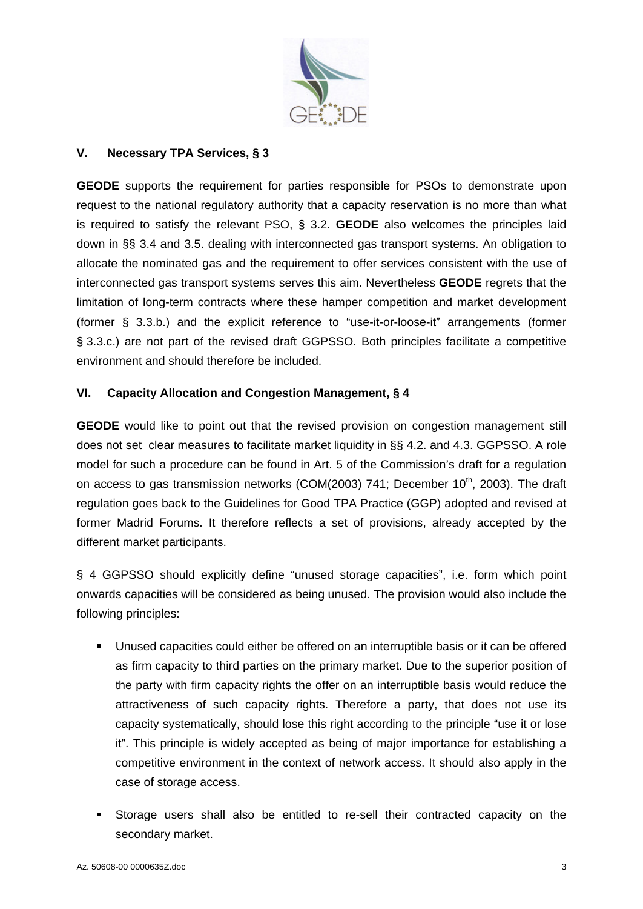## V. Necessary TPA Services, § 3

**GEODE** supports the requirement for parties responsible for PSOs to demonstrate upon request to the national regulatory authority that a capacity reservation is no more than what is required to satisfy the relevant PSO, § 3.2. **GEODE** also welcomes the principles laid down in §§ 3.4 and 3.5. dealing with interconnected gas transport systems. An obligation to allocate the nominated gas and the requirement to offer services consistent with the use of interconnected gas transport systems serves this aim. Nevertheless **GEODE** regrets that the limitation of long-term contracts where these hamper competition and market development (former § 3.3.b.) and the explicit reference to "use-it-or-loose-it" arrangements (former § 3.3.c.) are not part of the revised draft GGPSSO. Both principles facilitate a competitive environment and should therefore be included.

## VI. Capacity Allocation and Congestion Management, § 4

**GEODE** would like to point out that the revised provision on congestion management still does not set clear measures to facilitate market liquidity in §§ 4.2. and 4.3. GGPSSO. A role model for such a procedure can be found in Art. 5 of the Commission's draft for a regulation on access to gas transmission networks (COM(2003) 741; December 10th, 2003). The draft regulation goes back to the Guidelines for Good TPA Practice (GGP) adopted and revised at former Madrid Forums. It therefore reflects a set of provisions, already accepted by the different market participants.

§ 4 GGPSSO should explicitly define "unused storage capacities", i.e. form which point onwards capacities will be considered as being unused. The provision would also include the following principles:

- Unused capacities could either be offered on an interruptible basis or it can be offered as firm capacity to third parties on the primary market. Due to the superior position of the party with firm capacity rights the offer on an interruptible basis would reduce the attractiveness of such capacity rights. Therefore a party, that does not use its capacity systematically, should lose this right according to the principle "use it or lose it". This principle is widely accepted as being of major importance for establishing a competitive environment in the context of network access. It should also apply in the case of storage access.
- Storage users shall also be entitled to re-sell their contracted capacity on the secondary market.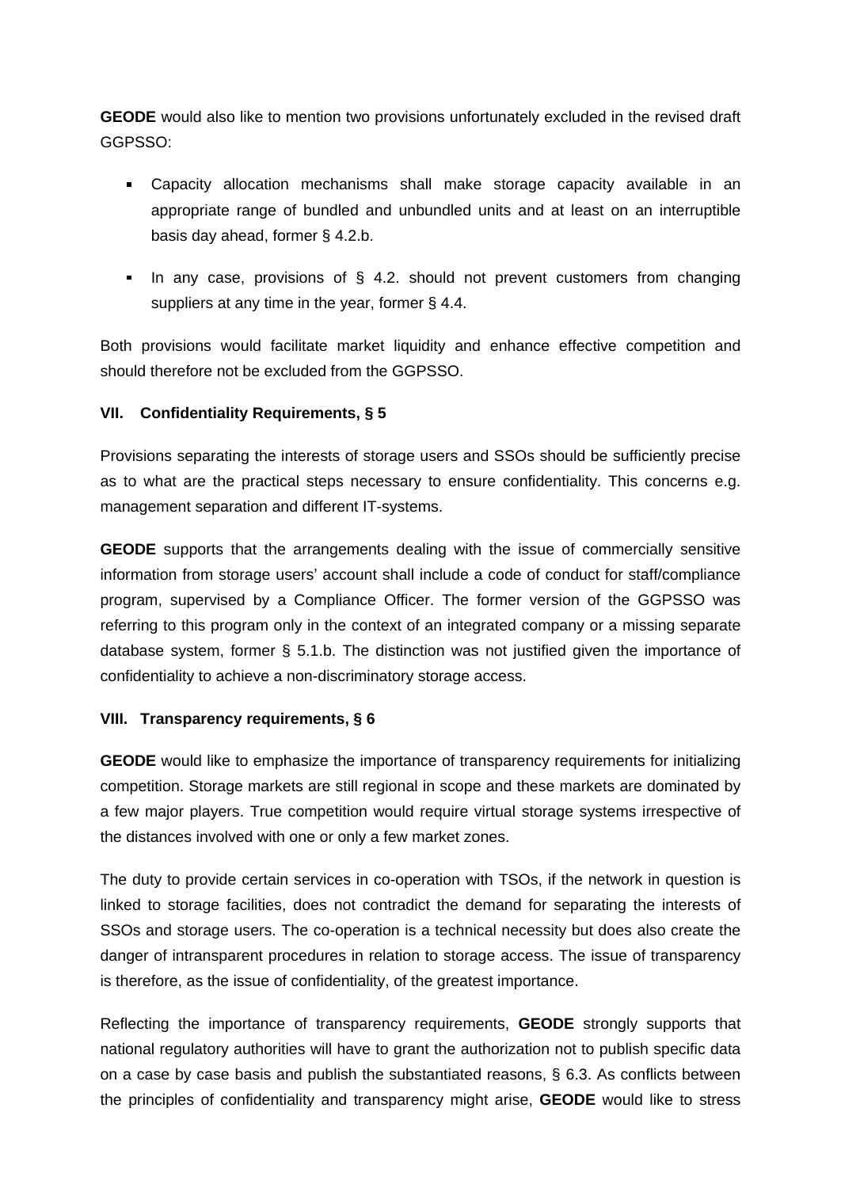**GEODE** would also like to mention two provisions unfortunately excluded in the revised draft GGPSSO:

- Capacity allocation mechanisms shall make storage capacity available in an appropriate range of bundled and unbundled units and at least on an interruptible basis day ahead, former § 4.2.b.
- In any case, provisions of § 4.2. should not prevent customers from changing suppliers at any time in the year, former § 4.4.

Both provisions would facilitate market liquidity and enhance effective competition and should therefore not be excluded from the GGPSSO.

### VII. Confidentiality Requirements, § 5

Provisions separating the interests of storage users and SSOs should be sufficiently precise as to what are the practical steps necessary to ensure confidentiality. This concerns e.g. management separation and different IT-systems.

**GEODE** supports that the arrangements dealing with the issue of commercially sensitive information from storage users' account shall include a code of conduct for staff/compliance program, supervised by a Compliance Officer. The former version of the GGPSSO was referring to this program only in the context of an integrated company or a missing separate database system, former § 5.1.b. The distinction was not justified given the importance of confidentiality to achieve a non-discriminatory storage access.

### VIII. Transparency requirements, § 6

**GEODE** would like to emphasize the importance of transparency requirements for initializing competition. Storage markets are still regional in scope and these markets are dominated by a few major players. True competition would require virtual storage systems irrespective of the distances involved with one or only a few market zones.

The duty to provide certain services in co-operation with TSOs, if the network in question is linked to storage facilities, does not contradict the demand for separating the interests of SSOs and storage users. The co-operation is a technical necessity but does also create the danger of intransparent procedures in relation to storage access. The issue of transparency is therefore, as the issue of confidentiality, of the greatest importance.

Reflecting the importance of transparency requirements, **GEODE** strongly supports that national regulatory authorities will have to grant the authorization not to publish specific data on a case by case basis and publish the substantiated reasons, § 6.3. As conflicts between the principles of confidentiality and transparency might arise, **GEODE** would like to stress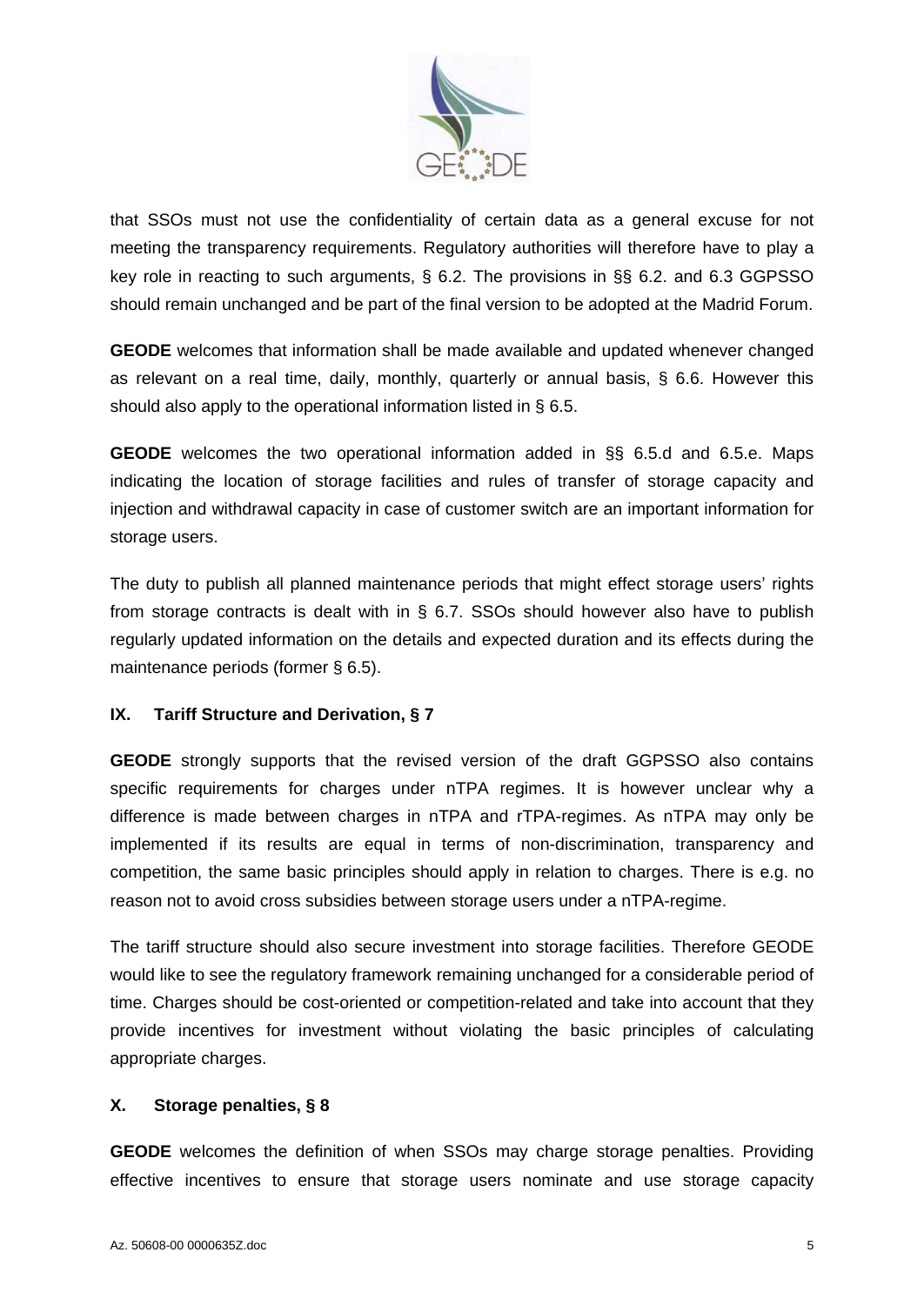that SSOs must not use the confidentiality of certain data as a general excuse for not meeting the transparency requirements. Regulatory authorities will therefore have to play a key role in reacting to such arguments, § 6.2. The provisions in §§ 6.2. and 6.3 GGPSSO should remain unchanged and be part of the final version to be adopted at the Madrid Forum.

**GEODE** welcomes that information shall be made available and updated whenever changed as relevant on a real time, daily, monthly, quarterly or annual basis, § 6.6. However this should also apply to the operational information listed in § 6.5.

**GEODE** welcomes the two operational information added in §§ 6.5.d and 6.5.e. Maps indicating the location of storage facilities and rules of transfer of storage capacity and injection and withdrawal capacity in case of customer switch are an important information for storage users.

The duty to publish all planned maintenance periods that might effect storage users' rights from storage contracts is dealt with in § 6.7. SSOs should however also have to publish regularly updated information on the details and expected duration and its effects during the maintenance periods (former § 6.5).

### IX. Tariff Structure and Derivation, § 7

**GEODE** strongly supports that the revised version of the draft GGPSSO also contains specific requirements for charges under nTPA regimes. It is however unclear why a difference is made between charges in nTPA and rTPA-regimes. As nTPA may only be implemented if its results are equal in terms of non-discrimination, transparency and competition, the same basic principles should apply in relation to charges. There is e.g. no reason not to avoid cross subsidies between storage users under a nTPA-regime.

The tariff structure should also secure investment into storage facilities. Therefore GEODE would like to see the regulatory framework remaining unchanged for a considerable period of time. Charges should be cost-oriented or competition-related and take into account that they provide incentives for investment without violating the basic principles of calculating appropriate charges.

### X. Storage penalties, § 8

**GEODE** welcomes the definition of when SSOs may charge storage penalties. Providing effective incentives to ensure that storage users nominate and use storage capacity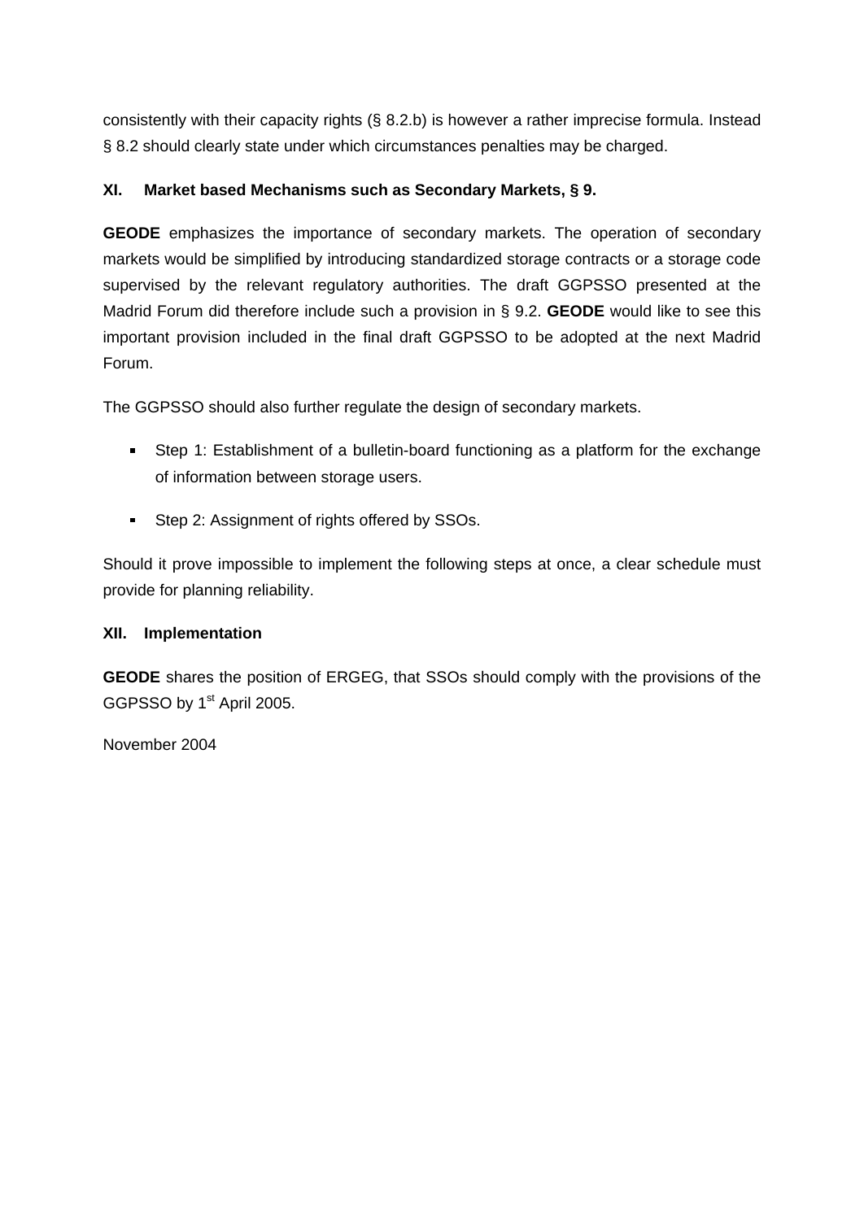consistently with their capacity rights (§ 8.2.b) is however a rather imprecise formula. Instead § 8.2 should clearly state under which circumstances penalties may be charged.

## XI. Market based Mechanisms such as Secondary Markets, § 9.

**GEODE** emphasizes the importance of secondary markets. The operation of secondary markets would be simplified by introducing standardized storage contracts or a storage code supervised by the relevant regulatory authorities. The draft GGPSSO presented at the Madrid Forum did therefore include such a provision in § 9.2. **GEODE** would like to see this important provision included in the final draft GGPSSO to be adopted at the next Madrid Forum.

The GGPSSO should also further regulate the design of secondary markets.

- Step 1: Establishment of a bulletin-board functioning as a platform for the exchange of information between storage users.
- Step 2: Assignment of rights offered by SSOs.

Should it prove impossible to implement the following steps at once, a clear schedule must provide for planning reliability.

## XII. Implementation

**GEODE** shares the position of ERGEG, that SSOs should comply with the provisions of the GGPSSO by 1st April 2005.

November 2004